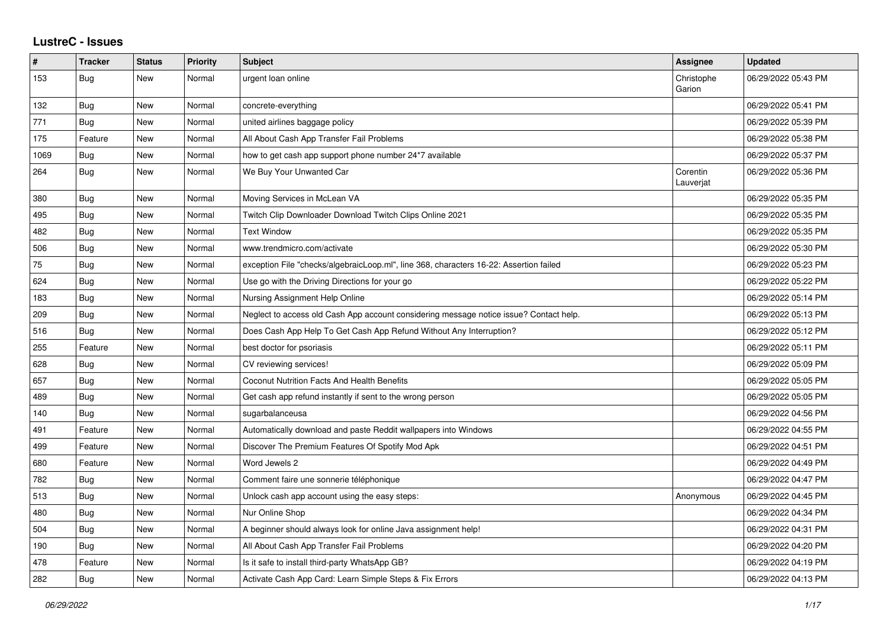## LustreC - Issues

| # | Tracker | Status | Priority | Subject | Assignee | Updated |
|---|---|---|---|---|---|---|
| 153 | Bug | New | Normal | urgent loan online | Christophe Garion | 06/29/2022 05:43 PM |
| 132 | Bug | New | Normal | concrete-everything | | 06/29/2022 05:41 PM |
| 771 | Bug | New | Normal | united airlines baggage policy | | 06/29/2022 05:39 PM |
| 175 | Feature | New | Normal | All About Cash App Transfer Fail Problems | | 06/29/2022 05:38 PM |
| 1069 | Bug | New | Normal | how to get cash app support phone number 24*7 available | | 06/29/2022 05:37 PM |
| 264 | Bug | New | Normal | We Buy Your Unwanted Car | Corentin Lauverjat | 06/29/2022 05:36 PM |
| 380 | Bug | New | Normal | Moving Services in McLean VA | | 06/29/2022 05:35 PM |
| 495 | Bug | New | Normal | Twitch Clip Downloader Download Twitch Clips Online 2021 | | 06/29/2022 05:35 PM |
| 482 | Bug | New | Normal | Text Window | | 06/29/2022 05:35 PM |
| 506 | Bug | New | Normal | www.trendmicro.com/activate | | 06/29/2022 05:30 PM |
| 75 | Bug | New | Normal | exception File "checks/algebraicLoop.ml", line 368, characters 16-22: Assertion failed | | 06/29/2022 05:23 PM |
| 624 | Bug | New | Normal | Use go with the Driving Directions for your go | | 06/29/2022 05:22 PM |
| 183 | Bug | New | Normal | Nursing Assignment Help Online | | 06/29/2022 05:14 PM |
| 209 | Bug | New | Normal | Neglect to access old Cash App account considering message notice issue? Contact help. | | 06/29/2022 05:13 PM |
| 516 | Bug | New | Normal | Does Cash App Help To Get Cash App Refund Without Any Interruption? | | 06/29/2022 05:12 PM |
| 255 | Feature | New | Normal | best doctor for psoriasis | | 06/29/2022 05:11 PM |
| 628 | Bug | New | Normal | CV reviewing services! | | 06/29/2022 05:09 PM |
| 657 | Bug | New | Normal | Coconut Nutrition Facts And Health Benefits | | 06/29/2022 05:05 PM |
| 489 | Bug | New | Normal | Get cash app refund instantly if sent to the wrong person | | 06/29/2022 05:05 PM |
| 140 | Bug | New | Normal | sugarbalanceusa | | 06/29/2022 04:56 PM |
| 491 | Feature | New | Normal | Automatically download and paste Reddit wallpapers into Windows | | 06/29/2022 04:55 PM |
| 499 | Feature | New | Normal | Discover The Premium Features Of Spotify Mod Apk | | 06/29/2022 04:51 PM |
| 680 | Feature | New | Normal | Word Jewels 2 | | 06/29/2022 04:49 PM |
| 782 | Bug | New | Normal | Comment faire une sonnerie téléphonique | | 06/29/2022 04:47 PM |
| 513 | Bug | New | Normal | Unlock cash app account using the easy steps: | Anonymous | 06/29/2022 04:45 PM |
| 480 | Bug | New | Normal | Nur Online Shop | | 06/29/2022 04:34 PM |
| 504 | Bug | New | Normal | A beginner should always look for online Java assignment help! | | 06/29/2022 04:31 PM |
| 190 | Bug | New | Normal | All About Cash App Transfer Fail Problems | | 06/29/2022 04:20 PM |
| 478 | Feature | New | Normal | Is it safe to install third-party WhatsApp GB? | | 06/29/2022 04:19 PM |
| 282 | Bug | New | Normal | Activate Cash App Card: Learn Simple Steps & Fix Errors | | 06/29/2022 04:13 PM |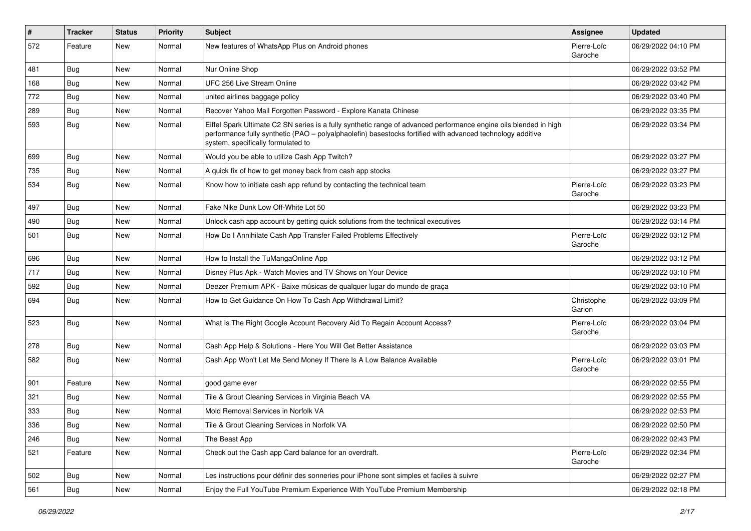| # | Tracker | Status | Priority | Subject | Assignee | Updated |
|---|---|---|---|---|---|---|
| 572 | Feature | New | Normal | New features of WhatsApp Plus on Android phones | Pierre-Loïc Garoche | 06/29/2022 04:10 PM |
| 481 | Bug | New | Normal | Nur Online Shop | | 06/29/2022 03:52 PM |
| 168 | Bug | New | Normal | UFC 256 Live Stream Online | | 06/29/2022 03:42 PM |
| 772 | Bug | New | Normal | united airlines baggage policy | | 06/29/2022 03:40 PM |
| 289 | Bug | New | Normal | Recover Yahoo Mail Forgotten Password - Explore Kanata Chinese | | 06/29/2022 03:35 PM |
| 593 | Bug | New | Normal | Eiffel Spark Ultimate C2 SN series is a fully synthetic range of advanced performance engine oils blended in high performance fully synthetic (PAO – polyalphaolefin) basestocks fortified with advanced technology additive system, specifically formulated to | | 06/29/2022 03:34 PM |
| 699 | Bug | New | Normal | Would you be able to utilize Cash App Twitch? | | 06/29/2022 03:27 PM |
| 735 | Bug | New | Normal | A quick fix of how to get money back from cash app stocks | | 06/29/2022 03:27 PM |
| 534 | Bug | New | Normal | Know how to initiate cash app refund by contacting the technical team | Pierre-Loïc Garoche | 06/29/2022 03:23 PM |
| 497 | Bug | New | Normal | Fake Nike Dunk Low Off-White Lot 50 | | 06/29/2022 03:23 PM |
| 490 | Bug | New | Normal | Unlock cash app account by getting quick solutions from the technical executives | | 06/29/2022 03:14 PM |
| 501 | Bug | New | Normal | How Do I Annihilate Cash App Transfer Failed Problems Effectively | Pierre-Loïc Garoche | 06/29/2022 03:12 PM |
| 696 | Bug | New | Normal | How to Install the TuMangaOnline App | | 06/29/2022 03:12 PM |
| 717 | Bug | New | Normal | Disney Plus Apk - Watch Movies and TV Shows on Your Device | | 06/29/2022 03:10 PM |
| 592 | Bug | New | Normal | Deezer Premium APK - Baixe músicas de qualquer lugar do mundo de graça | | 06/29/2022 03:10 PM |
| 694 | Bug | New | Normal | How to Get Guidance On How To Cash App Withdrawal Limit? | Christophe Garion | 06/29/2022 03:09 PM |
| 523 | Bug | New | Normal | What Is The Right Google Account Recovery Aid To Regain Account Access? | Pierre-Loïc Garoche | 06/29/2022 03:04 PM |
| 278 | Bug | New | Normal | Cash App Help & Solutions - Here You Will Get Better Assistance | | 06/29/2022 03:03 PM |
| 582 | Bug | New | Normal | Cash App Won't Let Me Send Money If There Is A Low Balance Available | Pierre-Loïc Garoche | 06/29/2022 03:01 PM |
| 901 | Feature | New | Normal | good game ever | | 06/29/2022 02:55 PM |
| 321 | Bug | New | Normal | Tile & Grout Cleaning Services in Virginia Beach VA | | 06/29/2022 02:55 PM |
| 333 | Bug | New | Normal | Mold Removal Services in Norfolk VA | | 06/29/2022 02:53 PM |
| 336 | Bug | New | Normal | Tile & Grout Cleaning Services in Norfolk VA | | 06/29/2022 02:50 PM |
| 246 | Bug | New | Normal | The Beast App | | 06/29/2022 02:43 PM |
| 521 | Feature | New | Normal | Check out the Cash app Card balance for an overdraft. | Pierre-Loïc Garoche | 06/29/2022 02:34 PM |
| 502 | Bug | New | Normal | Les instructions pour définir des sonneries pour iPhone sont simples et faciles à suivre | | 06/29/2022 02:27 PM |
| 561 | Bug | New | Normal | Enjoy the Full YouTube Premium Experience With YouTube Premium Membership | | 06/29/2022 02:18 PM |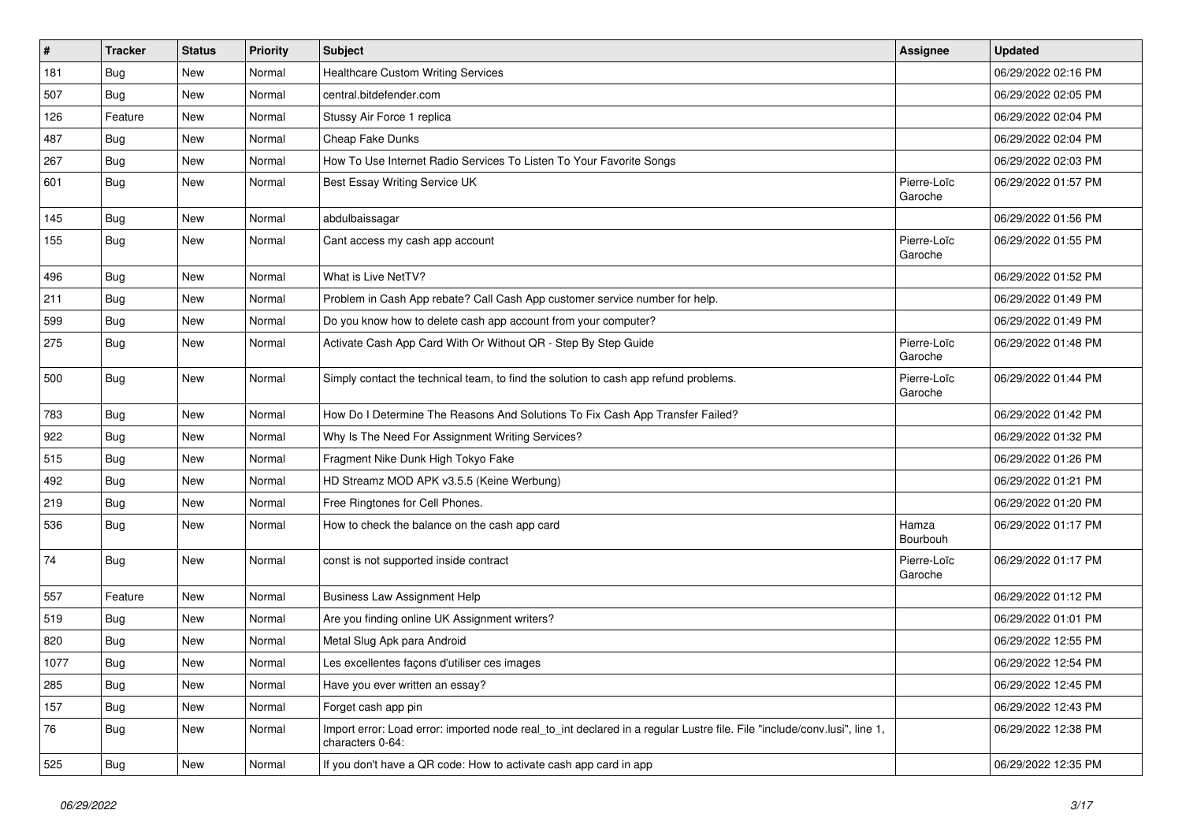| # | Tracker | Status | Priority | Subject | Assignee | Updated |
|---|---|---|---|---|---|---|
| 181 | Bug | New | Normal | Healthcare Custom Writing Services | | 06/29/2022 02:16 PM |
| 507 | Bug | New | Normal | central.bitdefender.com | | 06/29/2022 02:05 PM |
| 126 | Feature | New | Normal | Stussy Air Force 1 replica | | 06/29/2022 02:04 PM |
| 487 | Bug | New | Normal | Cheap Fake Dunks | | 06/29/2022 02:04 PM |
| 267 | Bug | New | Normal | How To Use Internet Radio Services To Listen To Your Favorite Songs | | 06/29/2022 02:03 PM |
| 601 | Bug | New | Normal | Best Essay Writing Service UK | Pierre-Loïc Garoche | 06/29/2022 01:57 PM |
| 145 | Bug | New | Normal | abdulbaissagar | | 06/29/2022 01:56 PM |
| 155 | Bug | New | Normal | Cant access my cash app account | Pierre-Loïc Garoche | 06/29/2022 01:55 PM |
| 496 | Bug | New | Normal | What is Live NetTV? | | 06/29/2022 01:52 PM |
| 211 | Bug | New | Normal | Problem in Cash App rebate? Call Cash App customer service number for help. | | 06/29/2022 01:49 PM |
| 599 | Bug | New | Normal | Do you know how to delete cash app account from your computer? | | 06/29/2022 01:49 PM |
| 275 | Bug | New | Normal | Activate Cash App Card With Or Without QR - Step By Step Guide | Pierre-Loïc Garoche | 06/29/2022 01:48 PM |
| 500 | Bug | New | Normal | Simply contact the technical team, to find the solution to cash app refund problems. | Pierre-Loïc Garoche | 06/29/2022 01:44 PM |
| 783 | Bug | New | Normal | How Do I Determine The Reasons And Solutions To Fix Cash App Transfer Failed? | | 06/29/2022 01:42 PM |
| 922 | Bug | New | Normal | Why Is The Need For Assignment Writing Services? | | 06/29/2022 01:32 PM |
| 515 | Bug | New | Normal | Fragment Nike Dunk High Tokyo Fake | | 06/29/2022 01:26 PM |
| 492 | Bug | New | Normal | HD Streamz MOD APK v3.5.5 (Keine Werbung) | | 06/29/2022 01:21 PM |
| 219 | Bug | New | Normal | Free Ringtones for Cell Phones. | | 06/29/2022 01:20 PM |
| 536 | Bug | New | Normal | How to check the balance on the cash app card | Hamza Bourbouh | 06/29/2022 01:17 PM |
| 74 | Bug | New | Normal | const is not supported inside contract | Pierre-Loïc Garoche | 06/29/2022 01:17 PM |
| 557 | Feature | New | Normal | Business Law Assignment Help | | 06/29/2022 01:12 PM |
| 519 | Bug | New | Normal | Are you finding online UK Assignment writers? | | 06/29/2022 01:01 PM |
| 820 | Bug | New | Normal | Metal Slug Apk para Android | | 06/29/2022 12:55 PM |
| 1077 | Bug | New | Normal | Les excellentes façons d'utiliser ces images | | 06/29/2022 12:54 PM |
| 285 | Bug | New | Normal | Have you ever written an essay? | | 06/29/2022 12:45 PM |
| 157 | Bug | New | Normal | Forget cash app pin | | 06/29/2022 12:43 PM |
| 76 | Bug | New | Normal | Import error: Load error: imported node real_to_int declared in a regular Lustre file. File "include/conv.lusi", line 1, characters 0-64: | | 06/29/2022 12:38 PM |
| 525 | Bug | New | Normal | If you don't have a QR code: How to activate cash app card in app | | 06/29/2022 12:35 PM |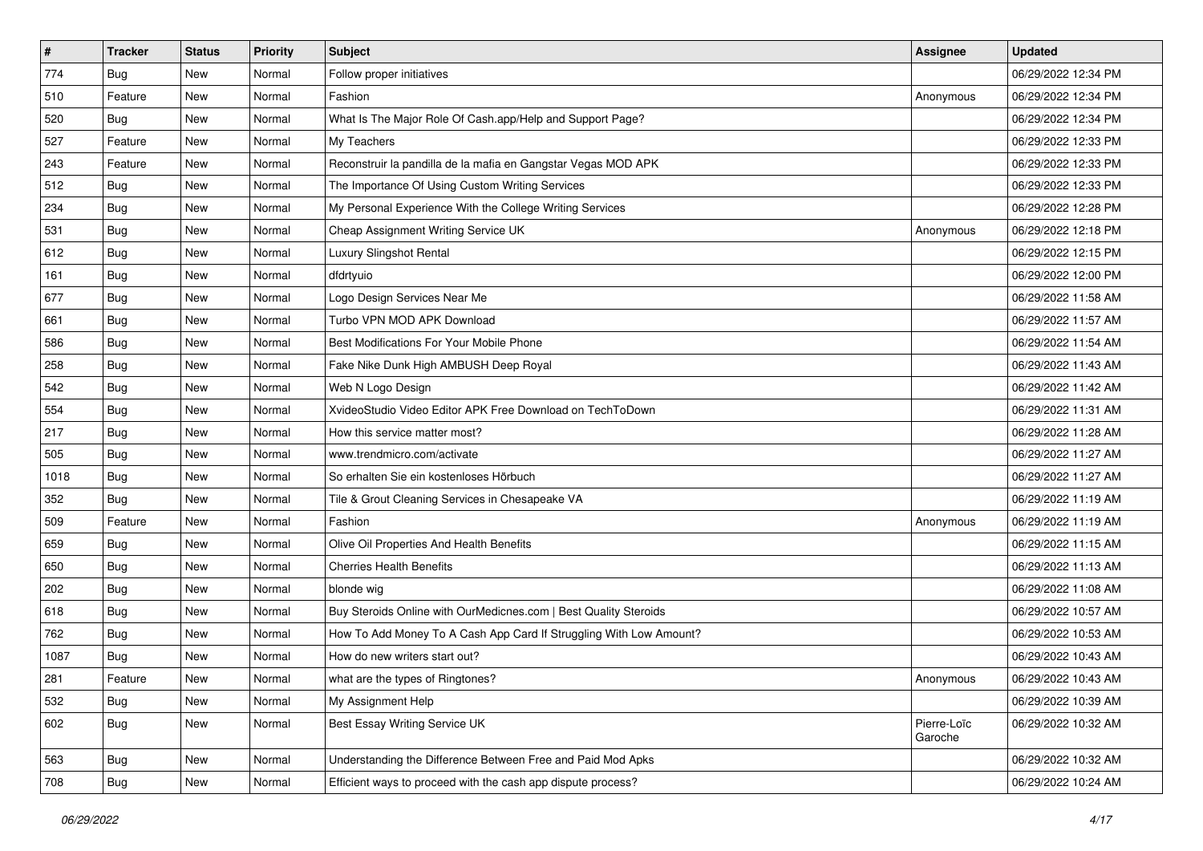| # | Tracker | Status | Priority | Subject | Assignee | Updated |
|---|---|---|---|---|---|---|
| 774 | Bug | New | Normal | Follow proper initiatives | | 06/29/2022 12:34 PM |
| 510 | Feature | New | Normal | Fashion | Anonymous | 06/29/2022 12:34 PM |
| 520 | Bug | New | Normal | What Is The Major Role Of Cash.app/Help and Support Page? | | 06/29/2022 12:34 PM |
| 527 | Feature | New | Normal | My Teachers | | 06/29/2022 12:33 PM |
| 243 | Feature | New | Normal | Reconstruir la pandilla de la mafia en Gangstar Vegas MOD APK | | 06/29/2022 12:33 PM |
| 512 | Bug | New | Normal | The Importance Of Using Custom Writing Services | | 06/29/2022 12:33 PM |
| 234 | Bug | New | Normal | My Personal Experience With the College Writing Services | | 06/29/2022 12:28 PM |
| 531 | Bug | New | Normal | Cheap Assignment Writing Service UK | Anonymous | 06/29/2022 12:18 PM |
| 612 | Bug | New | Normal | Luxury Slingshot Rental | | 06/29/2022 12:15 PM |
| 161 | Bug | New | Normal | dfdrtyuio | | 06/29/2022 12:00 PM |
| 677 | Bug | New | Normal | Logo Design Services Near Me | | 06/29/2022 11:58 AM |
| 661 | Bug | New | Normal | Turbo VPN MOD APK Download | | 06/29/2022 11:57 AM |
| 586 | Bug | New | Normal | Best Modifications For Your Mobile Phone | | 06/29/2022 11:54 AM |
| 258 | Bug | New | Normal | Fake Nike Dunk High AMBUSH Deep Royal | | 06/29/2022 11:43 AM |
| 542 | Bug | New | Normal | Web N Logo Design | | 06/29/2022 11:42 AM |
| 554 | Bug | New | Normal | XvideoStudio Video Editor APK Free Download on TechToDown | | 06/29/2022 11:31 AM |
| 217 | Bug | New | Normal | How this service matter most? | | 06/29/2022 11:28 AM |
| 505 | Bug | New | Normal | www.trendmicro.com/activate | | 06/29/2022 11:27 AM |
| 1018 | Bug | New | Normal | So erhalten Sie ein kostenloses Hörbuch | | 06/29/2022 11:27 AM |
| 352 | Bug | New | Normal | Tile & Grout Cleaning Services in Chesapeake VA | | 06/29/2022 11:19 AM |
| 509 | Feature | New | Normal | Fashion | Anonymous | 06/29/2022 11:19 AM |
| 659 | Bug | New | Normal | Olive Oil Properties And Health Benefits | | 06/29/2022 11:15 AM |
| 650 | Bug | New | Normal | Cherries Health Benefits | | 06/29/2022 11:13 AM |
| 202 | Bug | New | Normal | blonde wig | | 06/29/2022 11:08 AM |
| 618 | Bug | New | Normal | Buy Steroids Online with OurMedicnes.com \| Best Quality Steroids | | 06/29/2022 10:57 AM |
| 762 | Bug | New | Normal | How To Add Money To A Cash App Card If Struggling With Low Amount? | | 06/29/2022 10:53 AM |
| 1087 | Bug | New | Normal | How do new writers start out? | | 06/29/2022 10:43 AM |
| 281 | Feature | New | Normal | what are the types of Ringtones? | Anonymous | 06/29/2022 10:43 AM |
| 532 | Bug | New | Normal | My Assignment Help | | 06/29/2022 10:39 AM |
| 602 | Bug | New | Normal | Best Essay Writing Service UK | Pierre-Loïc Garoche | 06/29/2022 10:32 AM |
| 563 | Bug | New | Normal | Understanding the Difference Between Free and Paid Mod Apks | | 06/29/2022 10:32 AM |
| 708 | Bug | New | Normal | Efficient ways to proceed with the cash app dispute process? | | 06/29/2022 10:24 AM |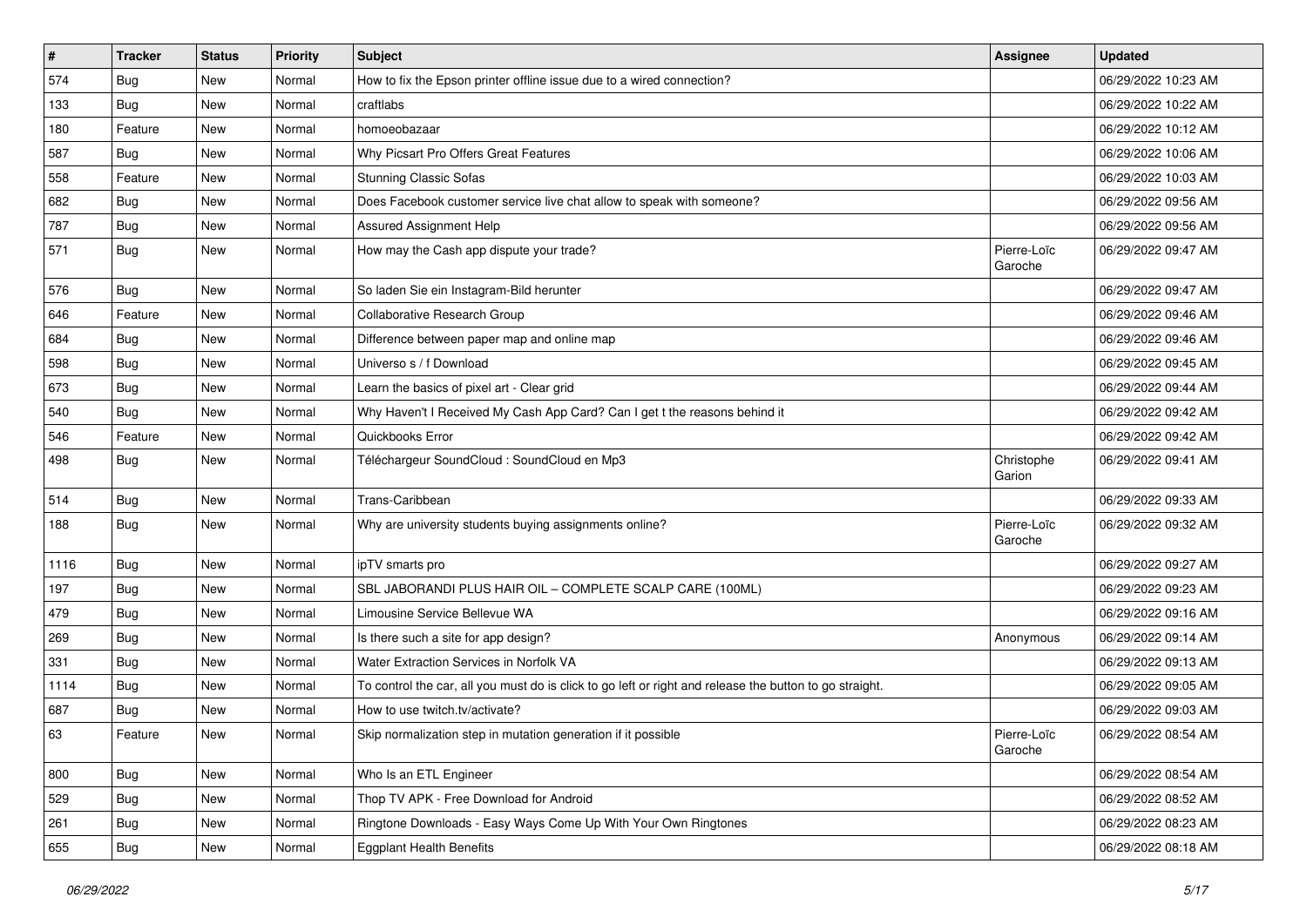| # | Tracker | Status | Priority | Subject | Assignee | Updated |
|---|---|---|---|---|---|---|
| 574 | Bug | New | Normal | How to fix the Epson printer offline issue due to a wired connection? | | 06/29/2022 10:23 AM |
| 133 | Bug | New | Normal | craftlabs | | 06/29/2022 10:22 AM |
| 180 | Feature | New | Normal | homoeobazaar | | 06/29/2022 10:12 AM |
| 587 | Bug | New | Normal | Why Picsart Pro Offers Great Features | | 06/29/2022 10:06 AM |
| 558 | Feature | New | Normal | Stunning Classic Sofas | | 06/29/2022 10:03 AM |
| 682 | Bug | New | Normal | Does Facebook customer service live chat allow to speak with someone? | | 06/29/2022 09:56 AM |
| 787 | Bug | New | Normal | Assured Assignment Help | | 06/29/2022 09:56 AM |
| 571 | Bug | New | Normal | How may the Cash app dispute your trade? | Pierre-Loïc Garoche | 06/29/2022 09:47 AM |
| 576 | Bug | New | Normal | So laden Sie ein Instagram-Bild herunter | | 06/29/2022 09:47 AM |
| 646 | Feature | New | Normal | Collaborative Research Group | | 06/29/2022 09:46 AM |
| 684 | Bug | New | Normal | Difference between paper map and online map | | 06/29/2022 09:46 AM |
| 598 | Bug | New | Normal | Universo s / f Download | | 06/29/2022 09:45 AM |
| 673 | Bug | New | Normal | Learn the basics of pixel art - Clear grid | | 06/29/2022 09:44 AM |
| 540 | Bug | New | Normal | Why Haven't I Received My Cash App Card? Can I get t the reasons behind it | | 06/29/2022 09:42 AM |
| 546 | Feature | New | Normal | Quickbooks Error | | 06/29/2022 09:42 AM |
| 498 | Bug | New | Normal | Téléchargeur SoundCloud : SoundCloud en Mp3 | Christophe Garion | 06/29/2022 09:41 AM |
| 514 | Bug | New | Normal | Trans-Caribbean | | 06/29/2022 09:33 AM |
| 188 | Bug | New | Normal | Why are university students buying assignments online? | Pierre-Loïc Garoche | 06/29/2022 09:32 AM |
| 1116 | Bug | New | Normal | ipTV smarts pro | | 06/29/2022 09:27 AM |
| 197 | Bug | New | Normal | SBL JABORANDI PLUS HAIR OIL – COMPLETE SCALP CARE (100ML) | | 06/29/2022 09:23 AM |
| 479 | Bug | New | Normal | Limousine Service Bellevue WA | | 06/29/2022 09:16 AM |
| 269 | Bug | New | Normal | Is there such a site for app design? | Anonymous | 06/29/2022 09:14 AM |
| 331 | Bug | New | Normal | Water Extraction Services in Norfolk VA | | 06/29/2022 09:13 AM |
| 1114 | Bug | New | Normal | To control the car, all you must do is click to go left or right and release the button to go straight. | | 06/29/2022 09:05 AM |
| 687 | Bug | New | Normal | How to use twitch.tv/activate? | | 06/29/2022 09:03 AM |
| 63 | Feature | New | Normal | Skip normalization step in mutation generation if it possible | Pierre-Loïc Garoche | 06/29/2022 08:54 AM |
| 800 | Bug | New | Normal | Who Is an ETL Engineer | | 06/29/2022 08:54 AM |
| 529 | Bug | New | Normal | Thop TV APK - Free Download for Android | | 06/29/2022 08:52 AM |
| 261 | Bug | New | Normal | Ringtone Downloads - Easy Ways Come Up With Your Own Ringtones | | 06/29/2022 08:23 AM |
| 655 | Bug | New | Normal | Eggplant Health Benefits | | 06/29/2022 08:18 AM |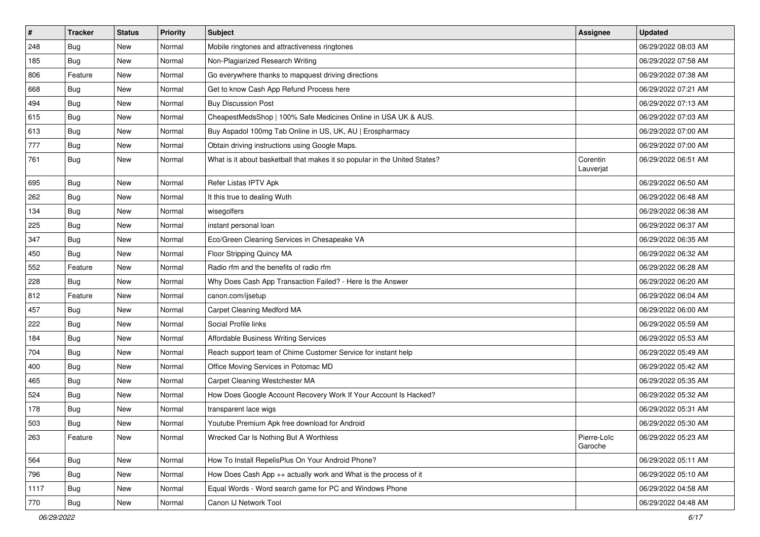| # | Tracker | Status | Priority | Subject | Assignee | Updated |
| --- | --- | --- | --- | --- | --- | --- |
| 248 | Bug | New | Normal | Mobile ringtones and attractiveness ringtones | | 06/29/2022 08:03 AM |
| 185 | Bug | New | Normal | Non-Plagiarized Research Writing | | 06/29/2022 07:58 AM |
| 806 | Feature | New | Normal | Go everywhere thanks to mapquest driving directions | | 06/29/2022 07:38 AM |
| 668 | Bug | New | Normal | Get to know Cash App Refund Process here | | 06/29/2022 07:21 AM |
| 494 | Bug | New | Normal | Buy Discussion Post | | 06/29/2022 07:13 AM |
| 615 | Bug | New | Normal | CheapestMedsShop \| 100% Safe Medicines Online in USA UK & AUS. | | 06/29/2022 07:03 AM |
| 613 | Bug | New | Normal | Buy Aspadol 100mg Tab Online in US, UK, AU \| Erospharmacy | | 06/29/2022 07:00 AM |
| 777 | Bug | New | Normal | Obtain driving instructions using Google Maps. | | 06/29/2022 07:00 AM |
| 761 | Bug | New | Normal | What is it about basketball that makes it so popular in the United States? | Corentin Lauverjat | 06/29/2022 06:51 AM |
| 695 | Bug | New | Normal | Refer Listas IPTV Apk | | 06/29/2022 06:50 AM |
| 262 | Bug | New | Normal | It this true to dealing Wuth | | 06/29/2022 06:48 AM |
| 134 | Bug | New | Normal | wisegolfers | | 06/29/2022 06:38 AM |
| 225 | Bug | New | Normal | instant personal loan | | 06/29/2022 06:37 AM |
| 347 | Bug | New | Normal | Eco/Green Cleaning Services in Chesapeake VA | | 06/29/2022 06:35 AM |
| 450 | Bug | New | Normal | Floor Stripping Quincy MA | | 06/29/2022 06:32 AM |
| 552 | Feature | New | Normal | Radio rfm and the benefits of radio rfm | | 06/29/2022 06:28 AM |
| 228 | Bug | New | Normal | Why Does Cash App Transaction Failed? - Here Is the Answer | | 06/29/2022 06:20 AM |
| 812 | Feature | New | Normal | canon.com/ijsetup | | 06/29/2022 06:04 AM |
| 457 | Bug | New | Normal | Carpet Cleaning Medford MA | | 06/29/2022 06:00 AM |
| 222 | Bug | New | Normal | Social Profile links | | 06/29/2022 05:59 AM |
| 184 | Bug | New | Normal | Affordable Business Writing Services | | 06/29/2022 05:53 AM |
| 704 | Bug | New | Normal | Reach support team of Chime Customer Service for instant help | | 06/29/2022 05:49 AM |
| 400 | Bug | New | Normal | Office Moving Services in Potomac MD | | 06/29/2022 05:42 AM |
| 465 | Bug | New | Normal | Carpet Cleaning Westchester MA | | 06/29/2022 05:35 AM |
| 524 | Bug | New | Normal | How Does Google Account Recovery Work If Your Account Is Hacked? | | 06/29/2022 05:32 AM |
| 178 | Bug | New | Normal | transparent lace wigs | | 06/29/2022 05:31 AM |
| 503 | Bug | New | Normal | Youtube Premium Apk free download for Android | | 06/29/2022 05:30 AM |
| 263 | Feature | New | Normal | Wrecked Car Is Nothing But A Worthless | Pierre-Loïc Garoche | 06/29/2022 05:23 AM |
| 564 | Bug | New | Normal | How To Install RepelisPlus On Your Android Phone? | | 06/29/2022 05:11 AM |
| 796 | Bug | New | Normal | How Does Cash App ++ actually work and What is the process of it | | 06/29/2022 05:10 AM |
| 1117 | Bug | New | Normal | Equal Words - Word search game for PC and Windows Phone | | 06/29/2022 04:58 AM |
| 770 | Bug | New | Normal | Canon IJ Network Tool | | 06/29/2022 04:48 AM |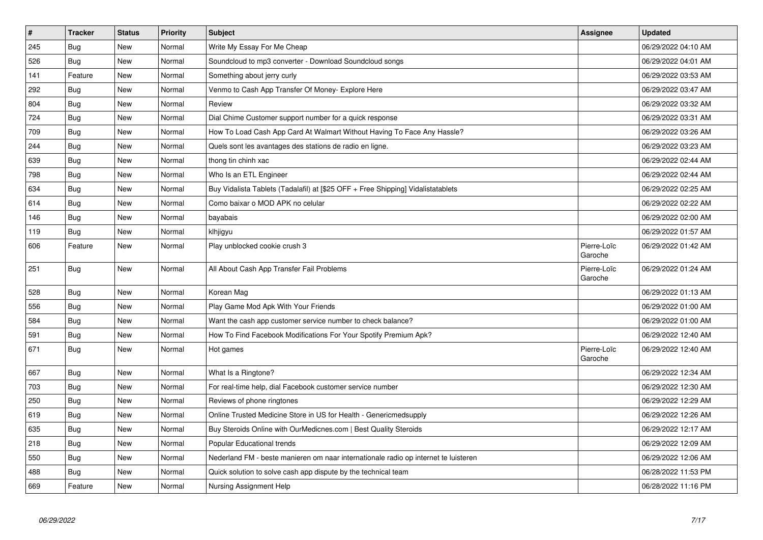| # | Tracker | Status | Priority | Subject | Assignee | Updated |
|---|---|---|---|---|---|---|
| 245 | Bug | New | Normal | Write My Essay For Me Cheap | | 06/29/2022 04:10 AM |
| 526 | Bug | New | Normal | Soundcloud to mp3 converter - Download Soundcloud songs | | 06/29/2022 04:01 AM |
| 141 | Feature | New | Normal | Something about jerry curly | | 06/29/2022 03:53 AM |
| 292 | Bug | New | Normal | Venmo to Cash App Transfer Of Money- Explore Here | | 06/29/2022 03:47 AM |
| 804 | Bug | New | Normal | Review | | 06/29/2022 03:32 AM |
| 724 | Bug | New | Normal | Dial Chime Customer support number for a quick response | | 06/29/2022 03:31 AM |
| 709 | Bug | New | Normal | How To Load Cash App Card At Walmart Without Having To Face Any Hassle? | | 06/29/2022 03:26 AM |
| 244 | Bug | New | Normal | Quels sont les avantages des stations de radio en ligne. | | 06/29/2022 03:23 AM |
| 639 | Bug | New | Normal | thong tin chinh xac | | 06/29/2022 02:44 AM |
| 798 | Bug | New | Normal | Who Is an ETL Engineer | | 06/29/2022 02:44 AM |
| 634 | Bug | New | Normal | Buy Vidalista Tablets (Tadalafil) at [$25 OFF + Free Shipping] Vidalistatablets | | 06/29/2022 02:25 AM |
| 614 | Bug | New | Normal | Como baixar o MOD APK no celular | | 06/29/2022 02:22 AM |
| 146 | Bug | New | Normal | bayabais | | 06/29/2022 02:00 AM |
| 119 | Bug | New | Normal | klhjigyu | | 06/29/2022 01:57 AM |
| 606 | Feature | New | Normal | Play unblocked cookie crush 3 | Pierre-Loïc Garoche | 06/29/2022 01:42 AM |
| 251 | Bug | New | Normal | All About Cash App Transfer Fail Problems | Pierre-Loïc Garoche | 06/29/2022 01:24 AM |
| 528 | Bug | New | Normal | Korean Mag | | 06/29/2022 01:13 AM |
| 556 | Bug | New | Normal | Play Game Mod Apk With Your Friends | | 06/29/2022 01:00 AM |
| 584 | Bug | New | Normal | Want the cash app customer service number to check balance? | | 06/29/2022 01:00 AM |
| 591 | Bug | New | Normal | How To Find Facebook Modifications For Your Spotify Premium Apk? | | 06/29/2022 12:40 AM |
| 671 | Bug | New | Normal | Hot games | Pierre-Loïc Garoche | 06/29/2022 12:40 AM |
| 667 | Bug | New | Normal | What Is a Ringtone? | | 06/29/2022 12:34 AM |
| 703 | Bug | New | Normal | For real-time help, dial Facebook customer service number | | 06/29/2022 12:30 AM |
| 250 | Bug | New | Normal | Reviews of phone ringtones | | 06/29/2022 12:29 AM |
| 619 | Bug | New | Normal | Online Trusted Medicine Store in US for Health - Genericmedsupply | | 06/29/2022 12:26 AM |
| 635 | Bug | New | Normal | Buy Steroids Online with OurMedicnes.com \| Best Quality Steroids | | 06/29/2022 12:17 AM |
| 218 | Bug | New | Normal | Popular Educational trends | | 06/29/2022 12:09 AM |
| 550 | Bug | New | Normal | Nederland FM - beste manieren om naar internationale radio op internet te luisteren | | 06/29/2022 12:06 AM |
| 488 | Bug | New | Normal | Quick solution to solve cash app dispute by the technical team | | 06/28/2022 11:53 PM |
| 669 | Feature | New | Normal | Nursing Assignment Help | | 06/28/2022 11:16 PM |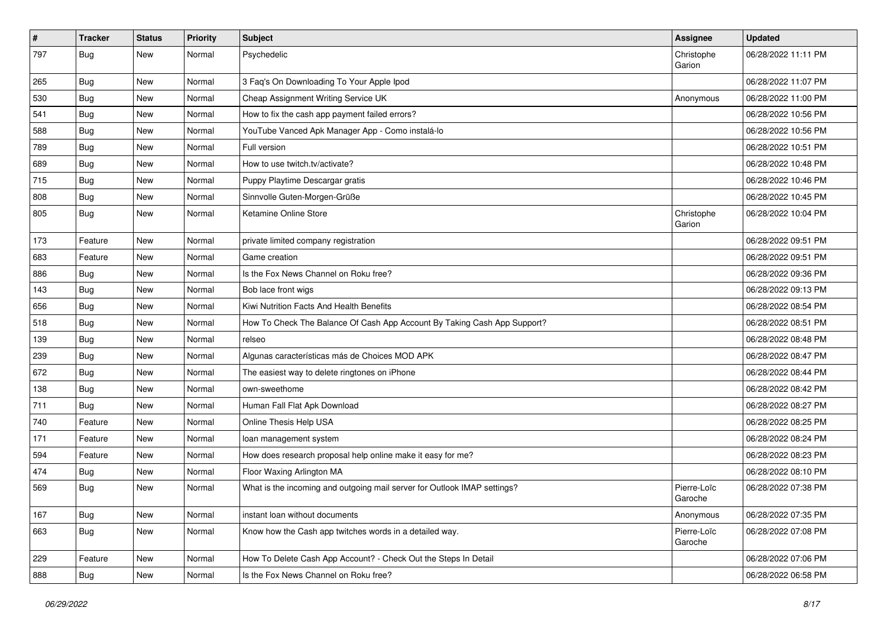| # | Tracker | Status | Priority | Subject | Assignee | Updated |
|---|---|---|---|---|---|---|
| 797 | Bug | New | Normal | Psychedelic | Christophe Garion | 06/28/2022 11:11 PM |
| 265 | Bug | New | Normal | 3 Faq's On Downloading To Your Apple Ipod | | 06/28/2022 11:07 PM |
| 530 | Bug | New | Normal | Cheap Assignment Writing Service UK | Anonymous | 06/28/2022 11:00 PM |
| 541 | Bug | New | Normal | How to fix the cash app payment failed errors? | | 06/28/2022 10:56 PM |
| 588 | Bug | New | Normal | YouTube Vanced Apk Manager App - Como instalá-lo | | 06/28/2022 10:56 PM |
| 789 | Bug | New | Normal | Full version | | 06/28/2022 10:51 PM |
| 689 | Bug | New | Normal | How to use twitch.tv/activate? | | 06/28/2022 10:48 PM |
| 715 | Bug | New | Normal | Puppy Playtime Descargar gratis | | 06/28/2022 10:46 PM |
| 808 | Bug | New | Normal | Sinnvolle Guten-Morgen-Grüße | | 06/28/2022 10:45 PM |
| 805 | Bug | New | Normal | Ketamine Online Store | Christophe Garion | 06/28/2022 10:04 PM |
| 173 | Feature | New | Normal | private limited company registration | | 06/28/2022 09:51 PM |
| 683 | Feature | New | Normal | Game creation | | 06/28/2022 09:51 PM |
| 886 | Bug | New | Normal | Is the Fox News Channel on Roku free? | | 06/28/2022 09:36 PM |
| 143 | Bug | New | Normal | Bob lace front wigs | | 06/28/2022 09:13 PM |
| 656 | Bug | New | Normal | Kiwi Nutrition Facts And Health Benefits | | 06/28/2022 08:54 PM |
| 518 | Bug | New | Normal | How To Check The Balance Of Cash App Account By Taking Cash App Support? | | 06/28/2022 08:51 PM |
| 139 | Bug | New | Normal | relseo | | 06/28/2022 08:48 PM |
| 239 | Bug | New | Normal | Algunas características más de Choices MOD APK | | 06/28/2022 08:47 PM |
| 672 | Bug | New | Normal | The easiest way to delete ringtones on iPhone | | 06/28/2022 08:44 PM |
| 138 | Bug | New | Normal | own-sweethome | | 06/28/2022 08:42 PM |
| 711 | Bug | New | Normal | Human Fall Flat Apk Download | | 06/28/2022 08:27 PM |
| 740 | Feature | New | Normal | Online Thesis Help USA | | 06/28/2022 08:25 PM |
| 171 | Feature | New | Normal | loan management system | | 06/28/2022 08:24 PM |
| 594 | Feature | New | Normal | How does research proposal help online make it easy for me? | | 06/28/2022 08:23 PM |
| 474 | Bug | New | Normal | Floor Waxing Arlington MA | | 06/28/2022 08:10 PM |
| 569 | Bug | New | Normal | What is the incoming and outgoing mail server for Outlook IMAP settings? | Pierre-Loïc Garoche | 06/28/2022 07:38 PM |
| 167 | Bug | New | Normal | instant loan without documents | Anonymous | 06/28/2022 07:35 PM |
| 663 | Bug | New | Normal | Know how the Cash app twitches words in a detailed way. | Pierre-Loïc Garoche | 06/28/2022 07:08 PM |
| 229 | Feature | New | Normal | How To Delete Cash App Account? - Check Out the Steps In Detail | | 06/28/2022 07:06 PM |
| 888 | Bug | New | Normal | Is the Fox News Channel on Roku free? | | 06/28/2022 06:58 PM |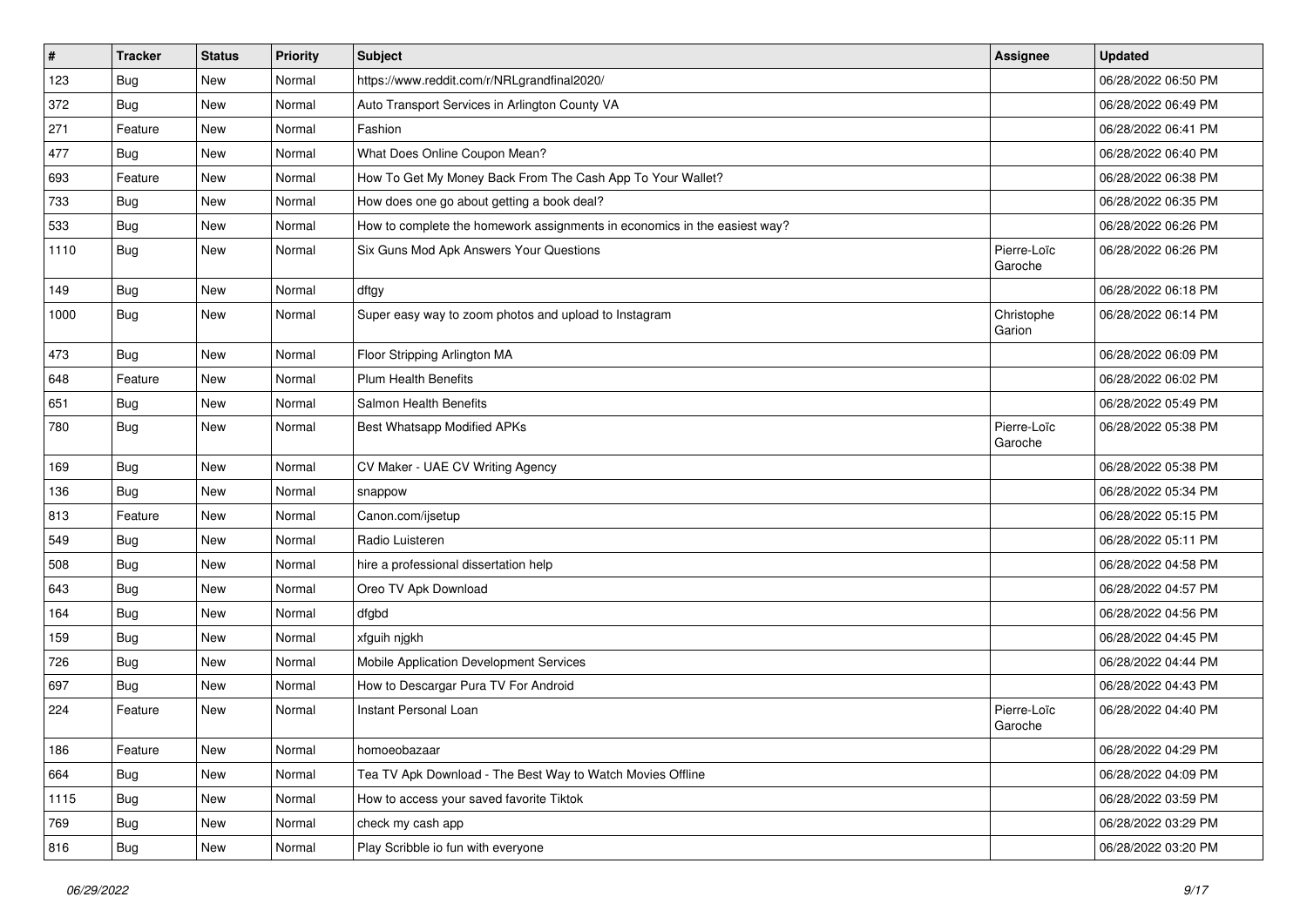| # | Tracker | Status | Priority | Subject | Assignee | Updated |
|---|---|---|---|---|---|---|
| 123 | Bug | New | Normal | https://www.reddit.com/r/NRLgrandfinal2020/ | | 06/28/2022 06:50 PM |
| 372 | Bug | New | Normal | Auto Transport Services in Arlington County VA | | 06/28/2022 06:49 PM |
| 271 | Feature | New | Normal | Fashion | | 06/28/2022 06:41 PM |
| 477 | Bug | New | Normal | What Does Online Coupon Mean? | | 06/28/2022 06:40 PM |
| 693 | Feature | New | Normal | How To Get My Money Back From The Cash App To Your Wallet? | | 06/28/2022 06:38 PM |
| 733 | Bug | New | Normal | How does one go about getting a book deal? | | 06/28/2022 06:35 PM |
| 533 | Bug | New | Normal | How to complete the homework assignments in economics in the easiest way? | | 06/28/2022 06:26 PM |
| 1110 | Bug | New | Normal | Six Guns Mod Apk Answers Your Questions | Pierre-Loïc Garoche | 06/28/2022 06:26 PM |
| 149 | Bug | New | Normal | dftgy | | 06/28/2022 06:18 PM |
| 1000 | Bug | New | Normal | Super easy way to zoom photos and upload to Instagram | Christophe Garion | 06/28/2022 06:14 PM |
| 473 | Bug | New | Normal | Floor Stripping Arlington MA | | 06/28/2022 06:09 PM |
| 648 | Feature | New | Normal | Plum Health Benefits | | 06/28/2022 06:02 PM |
| 651 | Bug | New | Normal | Salmon Health Benefits | | 06/28/2022 05:49 PM |
| 780 | Bug | New | Normal | Best Whatsapp Modified APKs | Pierre-Loïc Garoche | 06/28/2022 05:38 PM |
| 169 | Bug | New | Normal | CV Maker - UAE CV Writing Agency | | 06/28/2022 05:38 PM |
| 136 | Bug | New | Normal | snappow | | 06/28/2022 05:34 PM |
| 813 | Feature | New | Normal | Canon.com/ijsetup | | 06/28/2022 05:15 PM |
| 549 | Bug | New | Normal | Radio Luisteren | | 06/28/2022 05:11 PM |
| 508 | Bug | New | Normal | hire a professional dissertation help | | 06/28/2022 04:58 PM |
| 643 | Bug | New | Normal | Oreo TV Apk Download | | 06/28/2022 04:57 PM |
| 164 | Bug | New | Normal | dfgbd | | 06/28/2022 04:56 PM |
| 159 | Bug | New | Normal | xfguih njgkh | | 06/28/2022 04:45 PM |
| 726 | Bug | New | Normal | Mobile Application Development Services | | 06/28/2022 04:44 PM |
| 697 | Bug | New | Normal | How to Descargar Pura TV For Android | | 06/28/2022 04:43 PM |
| 224 | Feature | New | Normal | Instant Personal Loan | Pierre-Loïc Garoche | 06/28/2022 04:40 PM |
| 186 | Feature | New | Normal | homoeobazaar | | 06/28/2022 04:29 PM |
| 664 | Bug | New | Normal | Tea TV Apk Download - The Best Way to Watch Movies Offline | | 06/28/2022 04:09 PM |
| 1115 | Bug | New | Normal | How to access your saved favorite Tiktok | | 06/28/2022 03:59 PM |
| 769 | Bug | New | Normal | check my cash app | | 06/28/2022 03:29 PM |
| 816 | Bug | New | Normal | Play Scribble io fun with everyone | | 06/28/2022 03:20 PM |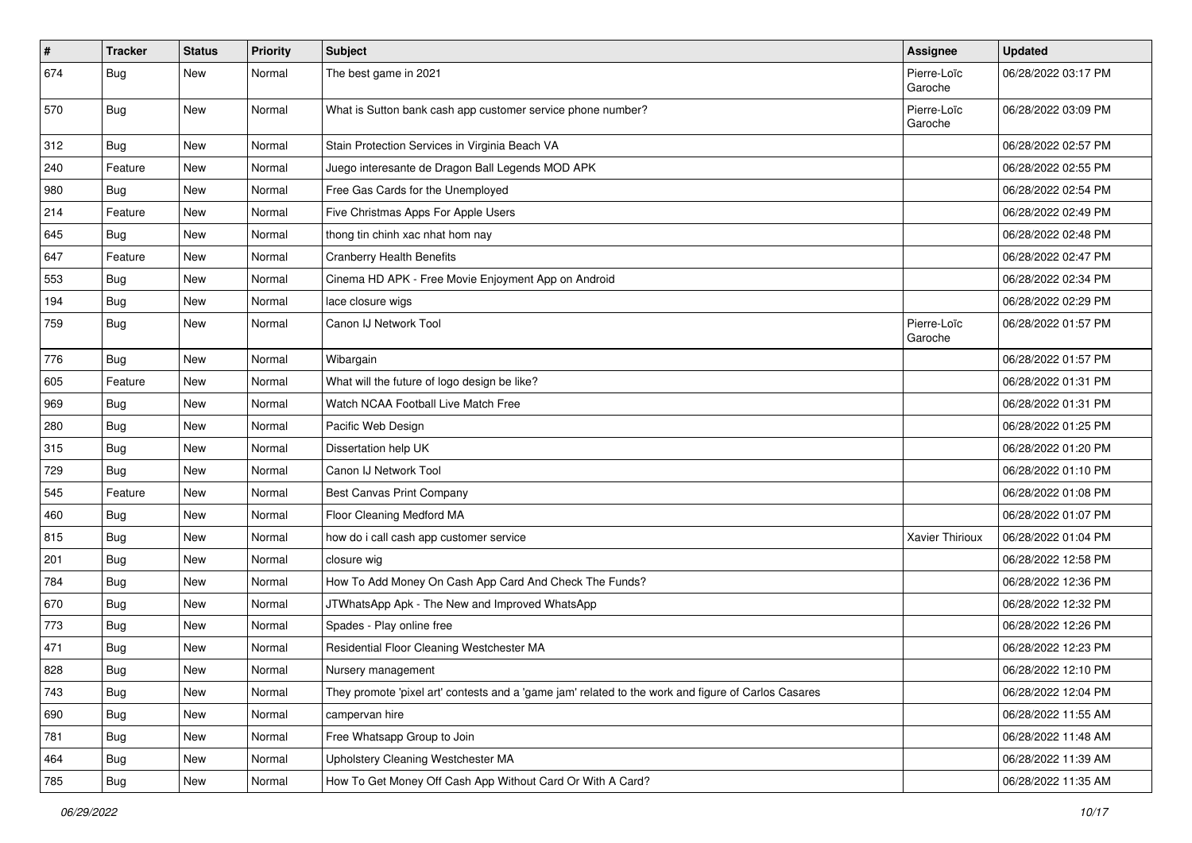| # | Tracker | Status | Priority | Subject | Assignee | Updated |
| --- | --- | --- | --- | --- | --- | --- |
| 674 | Bug | New | Normal | The best game in 2021 | Pierre-Loïc Garoche | 06/28/2022 03:17 PM |
| 570 | Bug | New | Normal | What is Sutton bank cash app customer service phone number? | Pierre-Loïc Garoche | 06/28/2022 03:09 PM |
| 312 | Bug | New | Normal | Stain Protection Services in Virginia Beach VA | | 06/28/2022 02:57 PM |
| 240 | Feature | New | Normal | Juego interesante de Dragon Ball Legends MOD APK | | 06/28/2022 02:55 PM |
| 980 | Bug | New | Normal | Free Gas Cards for the Unemployed | | 06/28/2022 02:54 PM |
| 214 | Feature | New | Normal | Five Christmas Apps For Apple Users | | 06/28/2022 02:49 PM |
| 645 | Bug | New | Normal | thong tin chinh xac nhat hom nay | | 06/28/2022 02:48 PM |
| 647 | Feature | New | Normal | Cranberry Health Benefits | | 06/28/2022 02:47 PM |
| 553 | Bug | New | Normal | Cinema HD APK - Free Movie Enjoyment App on Android | | 06/28/2022 02:34 PM |
| 194 | Bug | New | Normal | lace closure wigs | | 06/28/2022 02:29 PM |
| 759 | Bug | New | Normal | Canon IJ Network Tool | Pierre-Loïc Garoche | 06/28/2022 01:57 PM |
| 776 | Bug | New | Normal | Wibargain | | 06/28/2022 01:57 PM |
| 605 | Feature | New | Normal | What will the future of logo design be like? | | 06/28/2022 01:31 PM |
| 969 | Bug | New | Normal | Watch NCAA Football Live Match Free | | 06/28/2022 01:31 PM |
| 280 | Bug | New | Normal | Pacific Web Design | | 06/28/2022 01:25 PM |
| 315 | Bug | New | Normal | Dissertation help UK | | 06/28/2022 01:20 PM |
| 729 | Bug | New | Normal | Canon IJ Network Tool | | 06/28/2022 01:10 PM |
| 545 | Feature | New | Normal | Best Canvas Print Company | | 06/28/2022 01:08 PM |
| 460 | Bug | New | Normal | Floor Cleaning Medford MA | | 06/28/2022 01:07 PM |
| 815 | Bug | New | Normal | how do i call cash app customer service | Xavier Thirioux | 06/28/2022 01:04 PM |
| 201 | Bug | New | Normal | closure wig | | 06/28/2022 12:58 PM |
| 784 | Bug | New | Normal | How To Add Money On Cash App Card And Check The Funds? | | 06/28/2022 12:36 PM |
| 670 | Bug | New | Normal | JTWhatsApp Apk - The New and Improved WhatsApp | | 06/28/2022 12:32 PM |
| 773 | Bug | New | Normal | Spades - Play online free | | 06/28/2022 12:26 PM |
| 471 | Bug | New | Normal | Residential Floor Cleaning Westchester MA | | 06/28/2022 12:23 PM |
| 828 | Bug | New | Normal | Nursery management | | 06/28/2022 12:10 PM |
| 743 | Bug | New | Normal | They promote 'pixel art' contests and a 'game jam' related to the work and figure of Carlos Casares | | 06/28/2022 12:04 PM |
| 690 | Bug | New | Normal | campervan hire | | 06/28/2022 11:55 AM |
| 781 | Bug | New | Normal | Free Whatsapp Group to Join | | 06/28/2022 11:48 AM |
| 464 | Bug | New | Normal | Upholstery Cleaning Westchester MA | | 06/28/2022 11:39 AM |
| 785 | Bug | New | Normal | How To Get Money Off Cash App Without Card Or With A Card? | | 06/28/2022 11:35 AM |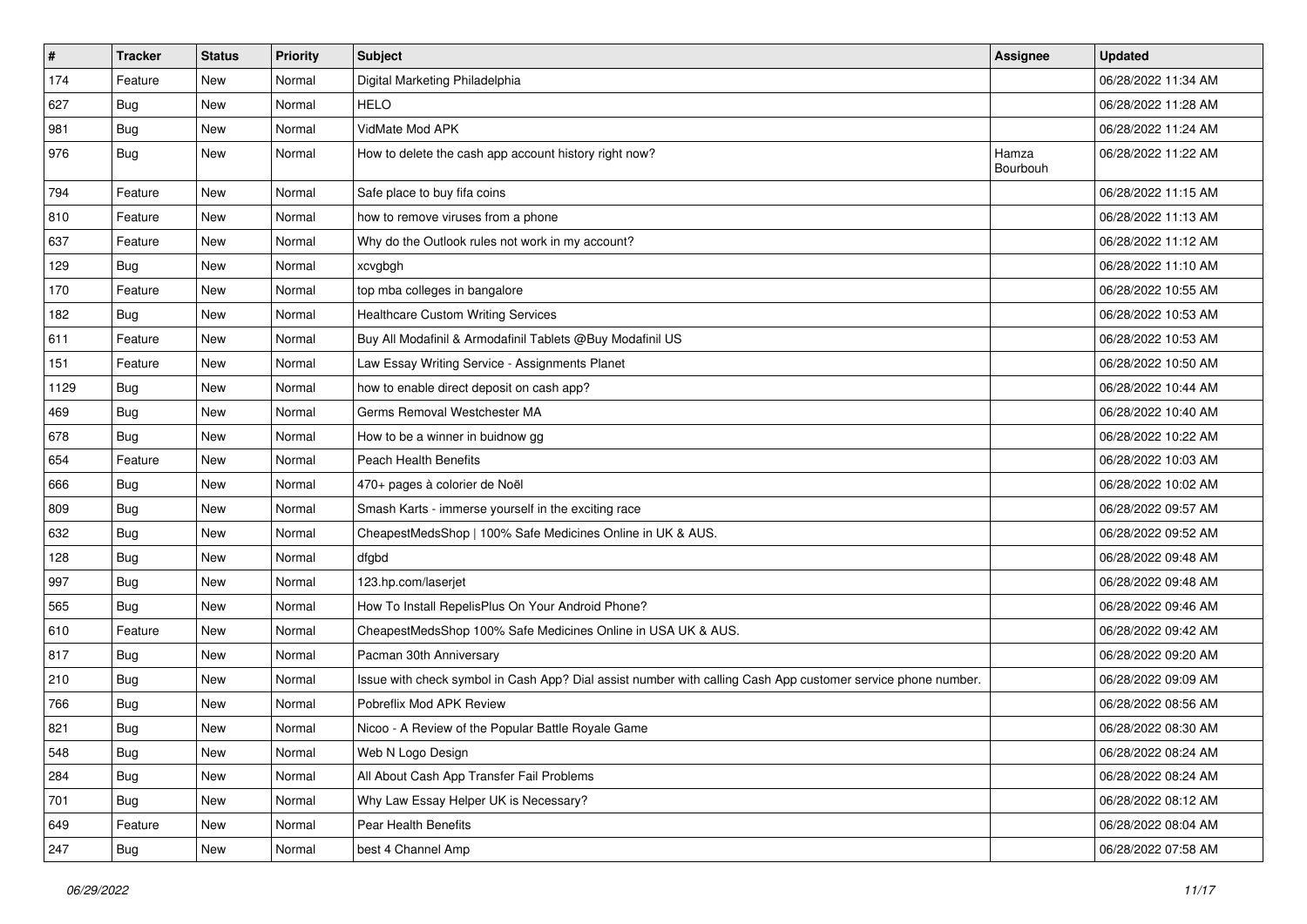| # | Tracker | Status | Priority | Subject | Assignee | Updated |
|---|---|---|---|---|---|---|
| 174 | Feature | New | Normal | Digital Marketing Philadelphia | | 06/28/2022 11:34 AM |
| 627 | Bug | New | Normal | HELO | | 06/28/2022 11:28 AM |
| 981 | Bug | New | Normal | VidMate Mod APK | | 06/28/2022 11:24 AM |
| 976 | Bug | New | Normal | How to delete the cash app account history right now? | Hamza Bourbouh | 06/28/2022 11:22 AM |
| 794 | Feature | New | Normal | Safe place to buy fifa coins | | 06/28/2022 11:15 AM |
| 810 | Feature | New | Normal | how to remove viruses from a phone | | 06/28/2022 11:13 AM |
| 637 | Feature | New | Normal | Why do the Outlook rules not work in my account? | | 06/28/2022 11:12 AM |
| 129 | Bug | New | Normal | xcvgbgh | | 06/28/2022 11:10 AM |
| 170 | Feature | New | Normal | top mba colleges in bangalore | | 06/28/2022 10:55 AM |
| 182 | Bug | New | Normal | Healthcare Custom Writing Services | | 06/28/2022 10:53 AM |
| 611 | Feature | New | Normal | Buy All Modafinil & Armodafinil Tablets @Buy Modafinil US | | 06/28/2022 10:53 AM |
| 151 | Feature | New | Normal | Law Essay Writing Service - Assignments Planet | | 06/28/2022 10:50 AM |
| 1129 | Bug | New | Normal | how to enable direct deposit on cash app? | | 06/28/2022 10:44 AM |
| 469 | Bug | New | Normal | Germs Removal Westchester MA | | 06/28/2022 10:40 AM |
| 678 | Bug | New | Normal | How to be a winner in buidnow gg | | 06/28/2022 10:22 AM |
| 654 | Feature | New | Normal | Peach Health Benefits | | 06/28/2022 10:03 AM |
| 666 | Bug | New | Normal | 470+ pages à colorier de Noël | | 06/28/2022 10:02 AM |
| 809 | Bug | New | Normal | Smash Karts - immerse yourself in the exciting race | | 06/28/2022 09:57 AM |
| 632 | Bug | New | Normal | CheapestMedsShop \| 100% Safe Medicines Online in UK & AUS. | | 06/28/2022 09:52 AM |
| 128 | Bug | New | Normal | dfgbd | | 06/28/2022 09:48 AM |
| 997 | Bug | New | Normal | 123.hp.com/laserjet | | 06/28/2022 09:48 AM |
| 565 | Bug | New | Normal | How To Install RepelisPlus On Your Android Phone? | | 06/28/2022 09:46 AM |
| 610 | Feature | New | Normal | CheapestMedsShop 100% Safe Medicines Online in USA UK & AUS. | | 06/28/2022 09:42 AM |
| 817 | Bug | New | Normal | Pacman 30th Anniversary | | 06/28/2022 09:20 AM |
| 210 | Bug | New | Normal | Issue with check symbol in Cash App? Dial assist number with calling Cash App customer service phone number. | | 06/28/2022 09:09 AM |
| 766 | Bug | New | Normal | Pobreflix Mod APK Review | | 06/28/2022 08:56 AM |
| 821 | Bug | New | Normal | Nicoo - A Review of the Popular Battle Royale Game | | 06/28/2022 08:30 AM |
| 548 | Bug | New | Normal | Web N Logo Design | | 06/28/2022 08:24 AM |
| 284 | Bug | New | Normal | All About Cash App Transfer Fail Problems | | 06/28/2022 08:24 AM |
| 701 | Bug | New | Normal | Why Law Essay Helper UK is Necessary? | | 06/28/2022 08:12 AM |
| 649 | Feature | New | Normal | Pear Health Benefits | | 06/28/2022 08:04 AM |
| 247 | Bug | New | Normal | best 4 Channel Amp | | 06/28/2022 07:58 AM |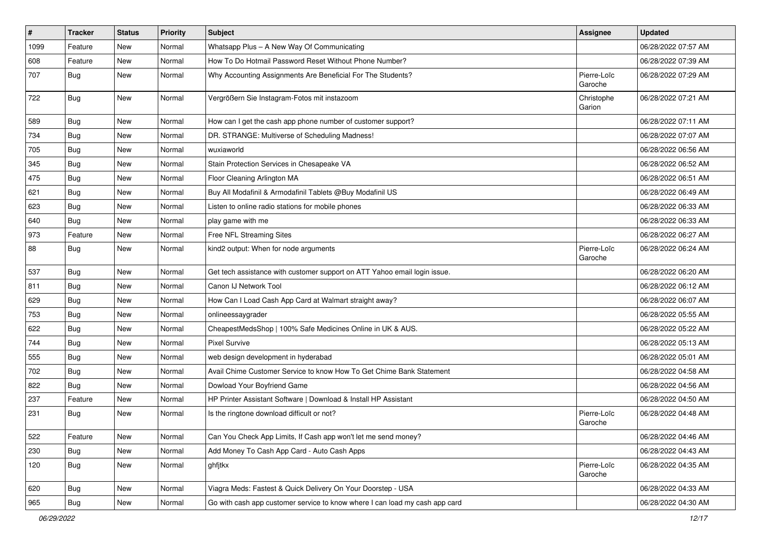| # | Tracker | Status | Priority | Subject | Assignee | Updated |
|---|---|---|---|---|---|---|
| 1099 | Feature | New | Normal | Whatsapp Plus – A New Way Of Communicating | | 06/28/2022 07:57 AM |
| 608 | Feature | New | Normal | How To Do Hotmail Password Reset Without Phone Number? | | 06/28/2022 07:39 AM |
| 707 | Bug | New | Normal | Why Accounting Assignments Are Beneficial For The Students? | Pierre-Loïc Garoche | 06/28/2022 07:29 AM |
| 722 | Bug | New | Normal | Vergrößern Sie Instagram-Fotos mit instazoom | Christophe Garion | 06/28/2022 07:21 AM |
| 589 | Bug | New | Normal | How can I get the cash app phone number of customer support? | | 06/28/2022 07:11 AM |
| 734 | Bug | New | Normal | DR. STRANGE: Multiverse of Scheduling Madness! | | 06/28/2022 07:07 AM |
| 705 | Bug | New | Normal | wuxiaworld | | 06/28/2022 06:56 AM |
| 345 | Bug | New | Normal | Stain Protection Services in Chesapeake VA | | 06/28/2022 06:52 AM |
| 475 | Bug | New | Normal | Floor Cleaning Arlington MA | | 06/28/2022 06:51 AM |
| 621 | Bug | New | Normal | Buy All Modafinil & Armodafinil Tablets @Buy Modafinil US | | 06/28/2022 06:49 AM |
| 623 | Bug | New | Normal | Listen to online radio stations for mobile phones | | 06/28/2022 06:33 AM |
| 640 | Bug | New | Normal | play game with me | | 06/28/2022 06:33 AM |
| 973 | Feature | New | Normal | Free NFL Streaming Sites | | 06/28/2022 06:27 AM |
| 88 | Bug | New | Normal | kind2 output: When for node arguments | Pierre-Loïc Garoche | 06/28/2022 06:24 AM |
| 537 | Bug | New | Normal | Get tech assistance with customer support on ATT Yahoo email login issue. | | 06/28/2022 06:20 AM |
| 811 | Bug | New | Normal | Canon IJ Network Tool | | 06/28/2022 06:12 AM |
| 629 | Bug | New | Normal | How Can I Load Cash App Card at Walmart straight away? | | 06/28/2022 06:07 AM |
| 753 | Bug | New | Normal | onlineessaygrader | | 06/28/2022 05:55 AM |
| 622 | Bug | New | Normal | CheapestMedsShop \| 100% Safe Medicines Online in UK & AUS. | | 06/28/2022 05:22 AM |
| 744 | Bug | New | Normal | Pixel Survive | | 06/28/2022 05:13 AM |
| 555 | Bug | New | Normal | web design development in hyderabad | | 06/28/2022 05:01 AM |
| 702 | Bug | New | Normal | Avail Chime Customer Service to know How To Get Chime Bank Statement | | 06/28/2022 04:58 AM |
| 822 | Bug | New | Normal | Dowload Your Boyfriend Game | | 06/28/2022 04:56 AM |
| 237 | Feature | New | Normal | HP Printer Assistant Software \| Download & Install HP Assistant | | 06/28/2022 04:50 AM |
| 231 | Bug | New | Normal | Is the ringtone download difficult or not? | Pierre-Loïc Garoche | 06/28/2022 04:48 AM |
| 522 | Feature | New | Normal | Can You Check App Limits, If Cash app won't let me send money? | | 06/28/2022 04:46 AM |
| 230 | Bug | New | Normal | Add Money To Cash App Card - Auto Cash Apps | | 06/28/2022 04:43 AM |
| 120 | Bug | New | Normal | ghfjtkx | Pierre-Loïc Garoche | 06/28/2022 04:35 AM |
| 620 | Bug | New | Normal | Viagra Meds: Fastest & Quick Delivery On Your Doorstep - USA | | 06/28/2022 04:33 AM |
| 965 | Bug | New | Normal | Go with cash app customer service to know where I can load my cash app card | | 06/28/2022 04:30 AM |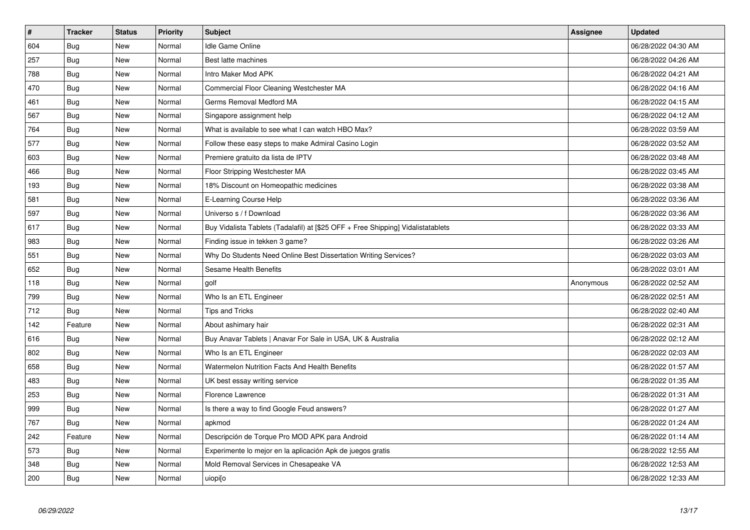| # | Tracker | Status | Priority | Subject | Assignee | Updated |
| --- | --- | --- | --- | --- | --- | --- |
| 604 | Bug | New | Normal | Idle Game Online | | 06/28/2022 04:30 AM |
| 257 | Bug | New | Normal | Best latte machines | | 06/28/2022 04:26 AM |
| 788 | Bug | New | Normal | Intro Maker Mod APK | | 06/28/2022 04:21 AM |
| 470 | Bug | New | Normal | Commercial Floor Cleaning Westchester MA | | 06/28/2022 04:16 AM |
| 461 | Bug | New | Normal | Germs Removal Medford MA | | 06/28/2022 04:15 AM |
| 567 | Bug | New | Normal | Singapore assignment help | | 06/28/2022 04:12 AM |
| 764 | Bug | New | Normal | What is available to see what I can watch HBO Max? | | 06/28/2022 03:59 AM |
| 577 | Bug | New | Normal | Follow these easy steps to make Admiral Casino Login | | 06/28/2022 03:52 AM |
| 603 | Bug | New | Normal | Premiere gratuito da lista de IPTV | | 06/28/2022 03:48 AM |
| 466 | Bug | New | Normal | Floor Stripping Westchester MA | | 06/28/2022 03:45 AM |
| 193 | Bug | New | Normal | 18% Discount on Homeopathic medicines | | 06/28/2022 03:38 AM |
| 581 | Bug | New | Normal | E-Learning Course Help | | 06/28/2022 03:36 AM |
| 597 | Bug | New | Normal | Universo s / f Download | | 06/28/2022 03:36 AM |
| 617 | Bug | New | Normal | Buy Vidalista Tablets (Tadalafil) at [$25 OFF + Free Shipping] Vidalistatablets | | 06/28/2022 03:33 AM |
| 983 | Bug | New | Normal | Finding issue in tekken 3 game? | | 06/28/2022 03:26 AM |
| 551 | Bug | New | Normal | Why Do Students Need Online Best Dissertation Writing Services? | | 06/28/2022 03:03 AM |
| 652 | Bug | New | Normal | Sesame Health Benefits | | 06/28/2022 03:01 AM |
| 118 | Bug | New | Normal | golf | Anonymous | 06/28/2022 02:52 AM |
| 799 | Bug | New | Normal | Who Is an ETL Engineer | | 06/28/2022 02:51 AM |
| 712 | Bug | New | Normal | Tips and Tricks | | 06/28/2022 02:40 AM |
| 142 | Feature | New | Normal | About ashimary hair | | 06/28/2022 02:31 AM |
| 616 | Bug | New | Normal | Buy Anavar Tablets \| Anavar For Sale in USA, UK & Australia | | 06/28/2022 02:12 AM |
| 802 | Bug | New | Normal | Who Is an ETL Engineer | | 06/28/2022 02:03 AM |
| 658 | Bug | New | Normal | Watermelon Nutrition Facts And Health Benefits | | 06/28/2022 01:57 AM |
| 483 | Bug | New | Normal | UK best essay writing service | | 06/28/2022 01:35 AM |
| 253 | Bug | New | Normal | Florence Lawrence | | 06/28/2022 01:31 AM |
| 999 | Bug | New | Normal | Is there a way to find Google Feud answers? | | 06/28/2022 01:27 AM |
| 767 | Bug | New | Normal | apkmod | | 06/28/2022 01:24 AM |
| 242 | Feature | New | Normal | Descripción de Torque Pro MOD APK para Android | | 06/28/2022 01:14 AM |
| 573 | Bug | New | Normal | Experimente lo mejor en la aplicación Apk de juegos gratis | | 06/28/2022 12:55 AM |
| 348 | Bug | New | Normal | Mold Removal Services in Chesapeake VA | | 06/28/2022 12:53 AM |
| 200 | Bug | New | Normal | uiopi[o | | 06/28/2022 12:33 AM |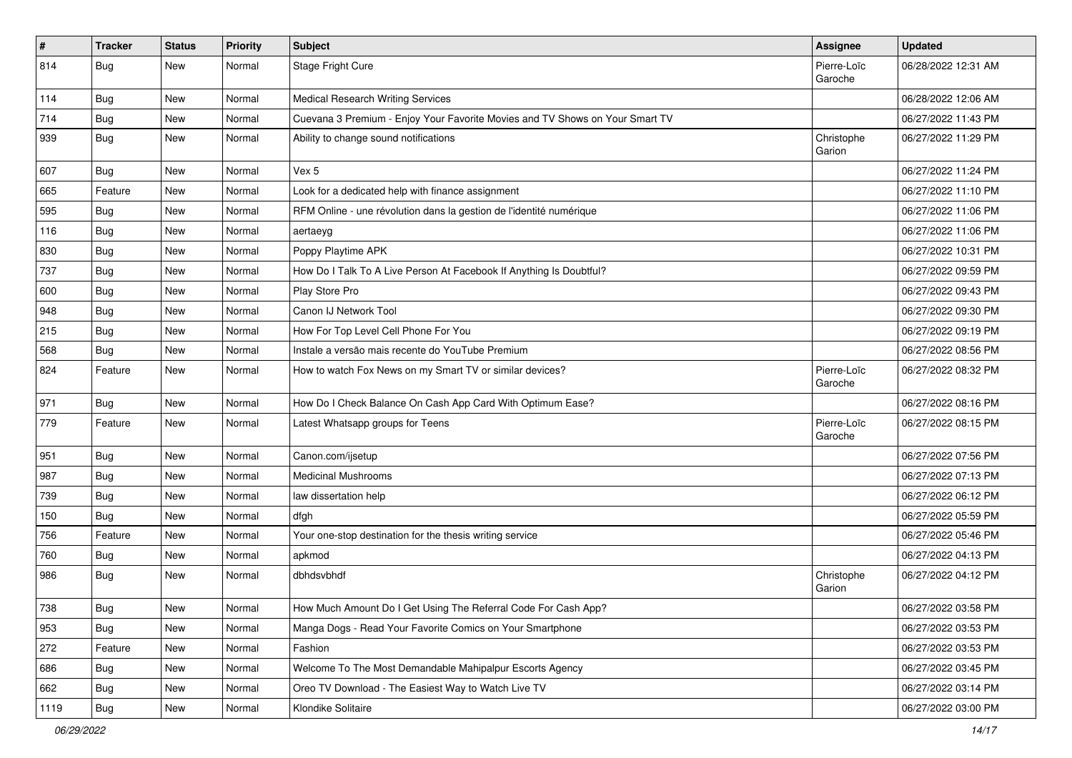| # | Tracker | Status | Priority | Subject | Assignee | Updated |
|---|---|---|---|---|---|---|
| 814 | Bug | New | Normal | Stage Fright Cure | Pierre-Loïc Garoche | 06/28/2022 12:31 AM |
| 114 | Bug | New | Normal | Medical Research Writing Services | | 06/28/2022 12:06 AM |
| 714 | Bug | New | Normal | Cuevana 3 Premium - Enjoy Your Favorite Movies and TV Shows on Your Smart TV | | 06/27/2022 11:43 PM |
| 939 | Bug | New | Normal | Ability to change sound notifications | Christophe Garion | 06/27/2022 11:29 PM |
| 607 | Bug | New | Normal | Vex 5 | | 06/27/2022 11:24 PM |
| 665 | Feature | New | Normal | Look for a dedicated help with finance assignment | | 06/27/2022 11:10 PM |
| 595 | Bug | New | Normal | RFM Online - une révolution dans la gestion de l'identité numérique | | 06/27/2022 11:06 PM |
| 116 | Bug | New | Normal | aertaeyg | | 06/27/2022 11:06 PM |
| 830 | Bug | New | Normal | Poppy Playtime APK | | 06/27/2022 10:31 PM |
| 737 | Bug | New | Normal | How Do I Talk To A Live Person At Facebook If Anything Is Doubtful? | | 06/27/2022 09:59 PM |
| 600 | Bug | New | Normal | Play Store Pro | | 06/27/2022 09:43 PM |
| 948 | Bug | New | Normal | Canon IJ Network Tool | | 06/27/2022 09:30 PM |
| 215 | Bug | New | Normal | How For Top Level Cell Phone For You | | 06/27/2022 09:19 PM |
| 568 | Bug | New | Normal | Instale a versão mais recente do YouTube Premium | | 06/27/2022 08:56 PM |
| 824 | Feature | New | Normal | How to watch Fox News on my Smart TV or similar devices? | Pierre-Loïc Garoche | 06/27/2022 08:32 PM |
| 971 | Bug | New | Normal | How Do I Check Balance On Cash App Card With Optimum Ease? | | 06/27/2022 08:16 PM |
| 779 | Feature | New | Normal | Latest Whatsapp groups for Teens | Pierre-Loïc Garoche | 06/27/2022 08:15 PM |
| 951 | Bug | New | Normal | Canon.com/ijsetup | | 06/27/2022 07:56 PM |
| 987 | Bug | New | Normal | Medicinal Mushrooms | | 06/27/2022 07:13 PM |
| 739 | Bug | New | Normal | law dissertation help | | 06/27/2022 06:12 PM |
| 150 | Bug | New | Normal | dfgh | | 06/27/2022 05:59 PM |
| 756 | Feature | New | Normal | Your one-stop destination for the thesis writing service | | 06/27/2022 05:46 PM |
| 760 | Bug | New | Normal | apkmod | | 06/27/2022 04:13 PM |
| 986 | Bug | New | Normal | dbhdsvbhdf | Christophe Garion | 06/27/2022 04:12 PM |
| 738 | Bug | New | Normal | How Much Amount Do I Get Using The Referral Code For Cash App? | | 06/27/2022 03:58 PM |
| 953 | Bug | New | Normal | Manga Dogs - Read Your Favorite Comics on Your Smartphone | | 06/27/2022 03:53 PM |
| 272 | Feature | New | Normal | Fashion | | 06/27/2022 03:53 PM |
| 686 | Bug | New | Normal | Welcome To The Most Demandable Mahipalpur Escorts Agency | | 06/27/2022 03:45 PM |
| 662 | Bug | New | Normal | Oreo TV Download - The Easiest Way to Watch Live TV | | 06/27/2022 03:14 PM |
| 1119 | Bug | New | Normal | Klondike Solitaire | | 06/27/2022 03:00 PM |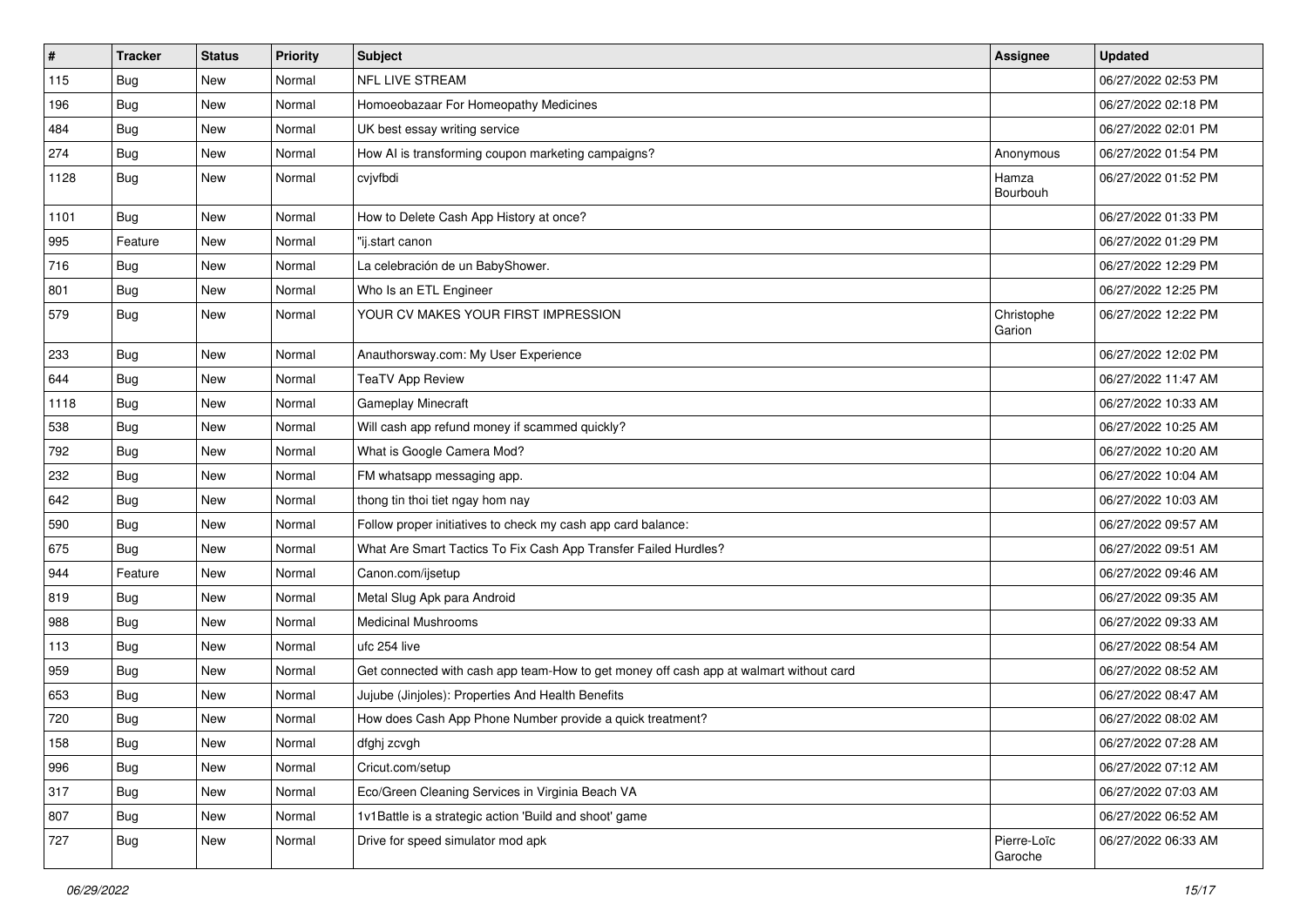| # | Tracker | Status | Priority | Subject | Assignee | Updated |
|---|---|---|---|---|---|---|
| 115 | Bug | New | Normal | NFL LIVE STREAM | | 06/27/2022 02:53 PM |
| 196 | Bug | New | Normal | Homoeobazaar For Homeopathy Medicines | | 06/27/2022 02:18 PM |
| 484 | Bug | New | Normal | UK best essay writing service | | 06/27/2022 02:01 PM |
| 274 | Bug | New | Normal | How AI is transforming coupon marketing campaigns? | Anonymous | 06/27/2022 01:54 PM |
| 1128 | Bug | New | Normal | cvjvfbdi | Hamza Bourbouh | 06/27/2022 01:52 PM |
| 1101 | Bug | New | Normal | How to Delete Cash App History at once? | | 06/27/2022 01:33 PM |
| 995 | Feature | New | Normal | "ij.start canon | | 06/27/2022 01:29 PM |
| 716 | Bug | New | Normal | La celebración de un BabyShower. | | 06/27/2022 12:29 PM |
| 801 | Bug | New | Normal | Who Is an ETL Engineer | | 06/27/2022 12:25 PM |
| 579 | Bug | New | Normal | YOUR CV MAKES YOUR FIRST IMPRESSION | Christophe Garion | 06/27/2022 12:22 PM |
| 233 | Bug | New | Normal | Anauthorsway.com: My User Experience | | 06/27/2022 12:02 PM |
| 644 | Bug | New | Normal | TeaTV App Review | | 06/27/2022 11:47 AM |
| 1118 | Bug | New | Normal | Gameplay Minecraft | | 06/27/2022 10:33 AM |
| 538 | Bug | New | Normal | Will cash app refund money if scammed quickly? | | 06/27/2022 10:25 AM |
| 792 | Bug | New | Normal | What is Google Camera Mod? | | 06/27/2022 10:20 AM |
| 232 | Bug | New | Normal | FM whatsapp messaging app. | | 06/27/2022 10:04 AM |
| 642 | Bug | New | Normal | thong tin thoi tiet ngay hom nay | | 06/27/2022 10:03 AM |
| 590 | Bug | New | Normal | Follow proper initiatives to check my cash app card balance: | | 06/27/2022 09:57 AM |
| 675 | Bug | New | Normal | What Are Smart Tactics To Fix Cash App Transfer Failed Hurdles? | | 06/27/2022 09:51 AM |
| 944 | Feature | New | Normal | Canon.com/ijsetup | | 06/27/2022 09:46 AM |
| 819 | Bug | New | Normal | Metal Slug Apk para Android | | 06/27/2022 09:35 AM |
| 988 | Bug | New | Normal | Medicinal Mushrooms | | 06/27/2022 09:33 AM |
| 113 | Bug | New | Normal | ufc 254 live | | 06/27/2022 08:54 AM |
| 959 | Bug | New | Normal | Get connected with cash app team-How to get money off cash app at walmart without card | | 06/27/2022 08:52 AM |
| 653 | Bug | New | Normal | Jujube (Jinjoles): Properties And Health Benefits | | 06/27/2022 08:47 AM |
| 720 | Bug | New | Normal | How does Cash App Phone Number provide a quick treatment? | | 06/27/2022 08:02 AM |
| 158 | Bug | New | Normal | dfghj zcvgh | | 06/27/2022 07:28 AM |
| 996 | Bug | New | Normal | Cricut.com/setup | | 06/27/2022 07:12 AM |
| 317 | Bug | New | Normal | Eco/Green Cleaning Services in Virginia Beach VA | | 06/27/2022 07:03 AM |
| 807 | Bug | New | Normal | 1v1Battle is a strategic action 'Build and shoot' game | | 06/27/2022 06:52 AM |
| 727 | Bug | New | Normal | Drive for speed simulator mod apk | Pierre-Loïc Garoche | 06/27/2022 06:33 AM |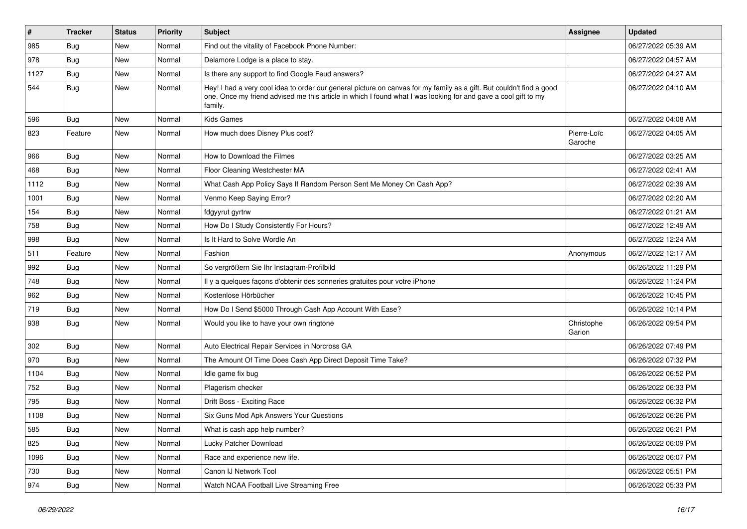| # | Tracker | Status | Priority | Subject | Assignee | Updated |
|---|---|---|---|---|---|---|
| 985 | Bug | New | Normal | Find out the vitality of Facebook Phone Number: | | 06/27/2022 05:39 AM |
| 978 | Bug | New | Normal | Delamore Lodge is a place to stay. | | 06/27/2022 04:57 AM |
| 1127 | Bug | New | Normal | Is there any support to find Google Feud answers? | | 06/27/2022 04:27 AM |
| 544 | Bug | New | Normal | Hey! I had a very cool idea to order our general picture on canvas for my family as a gift. But couldn't find a good one. Once my friend advised me this article in which I found what I was looking for and gave a cool gift to my family. | | 06/27/2022 04:10 AM |
| 596 | Bug | New | Normal | Kids Games | | 06/27/2022 04:08 AM |
| 823 | Feature | New | Normal | How much does Disney Plus cost? | Pierre-Loïc Garoche | 06/27/2022 04:05 AM |
| 966 | Bug | New | Normal | How to Download the Filmes | | 06/27/2022 03:25 AM |
| 468 | Bug | New | Normal | Floor Cleaning Westchester MA | | 06/27/2022 02:41 AM |
| 1112 | Bug | New | Normal | What Cash App Policy Says If Random Person Sent Me Money On Cash App? | | 06/27/2022 02:39 AM |
| 1001 | Bug | New | Normal | Venmo Keep Saying Error? | | 06/27/2022 02:20 AM |
| 154 | Bug | New | Normal | fdgyyrut gyrtrw | | 06/27/2022 01:21 AM |
| 758 | Bug | New | Normal | How Do I Study Consistently For Hours? | | 06/27/2022 12:49 AM |
| 998 | Bug | New | Normal | Is It Hard to Solve Wordle An | | 06/27/2022 12:24 AM |
| 511 | Feature | New | Normal | Fashion | Anonymous | 06/27/2022 12:17 AM |
| 992 | Bug | New | Normal | So vergrößern Sie Ihr Instagram-Profilbild | | 06/26/2022 11:29 PM |
| 748 | Bug | New | Normal | Il y a quelques façons d'obtenir des sonneries gratuites pour votre iPhone | | 06/26/2022 11:24 PM |
| 962 | Bug | New | Normal | Kostenlose Hörbücher | | 06/26/2022 10:45 PM |
| 719 | Bug | New | Normal | How Do I Send $5000 Through Cash App Account With Ease? | | 06/26/2022 10:14 PM |
| 938 | Bug | New | Normal | Would you like to have your own ringtone | Christophe Garion | 06/26/2022 09:54 PM |
| 302 | Bug | New | Normal | Auto Electrical Repair Services in Norcross GA | | 06/26/2022 07:49 PM |
| 970 | Bug | New | Normal | The Amount Of Time Does Cash App Direct Deposit Time Take? | | 06/26/2022 07:32 PM |
| 1104 | Bug | New | Normal | Idle game fix bug | | 06/26/2022 06:52 PM |
| 752 | Bug | New | Normal | Plagerism checker | | 06/26/2022 06:33 PM |
| 795 | Bug | New | Normal | Drift Boss - Exciting Race | | 06/26/2022 06:32 PM |
| 1108 | Bug | New | Normal | Six Guns Mod Apk Answers Your Questions | | 06/26/2022 06:26 PM |
| 585 | Bug | New | Normal | What is cash app help number? | | 06/26/2022 06:21 PM |
| 825 | Bug | New | Normal | Lucky Patcher Download | | 06/26/2022 06:09 PM |
| 1096 | Bug | New | Normal | Race and experience new life. | | 06/26/2022 06:07 PM |
| 730 | Bug | New | Normal | Canon IJ Network Tool | | 06/26/2022 05:51 PM |
| 974 | Bug | New | Normal | Watch NCAA Football Live Streaming Free | | 06/26/2022 05:33 PM |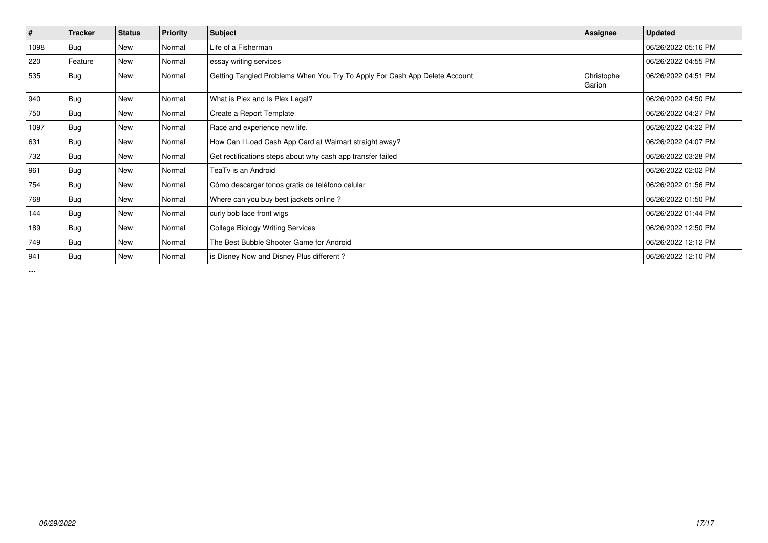| # | Tracker | Status | Priority | Subject | Assignee | Updated |
|---|---|---|---|---|---|---|
| 1098 | Bug | New | Normal | Life of a Fisherman | | 06/26/2022 05:16 PM |
| 220 | Feature | New | Normal | essay writing services | | 06/26/2022 04:55 PM |
| 535 | Bug | New | Normal | Getting Tangled Problems When You Try To Apply For Cash App Delete Account | Christophe Garion | 06/26/2022 04:51 PM |
| 940 | Bug | New | Normal | What is Plex and Is Plex Legal? | | 06/26/2022 04:50 PM |
| 750 | Bug | New | Normal | Create a Report Template | | 06/26/2022 04:27 PM |
| 1097 | Bug | New | Normal | Race and experience new life. | | 06/26/2022 04:22 PM |
| 631 | Bug | New | Normal | How Can I Load Cash App Card at Walmart straight away? | | 06/26/2022 04:07 PM |
| 732 | Bug | New | Normal | Get rectifications steps about why cash app transfer failed | | 06/26/2022 03:28 PM |
| 961 | Bug | New | Normal | TeaTv is an Android | | 06/26/2022 02:02 PM |
| 754 | Bug | New | Normal | Cómo descargar tonos gratis de teléfono celular | | 06/26/2022 01:56 PM |
| 768 | Bug | New | Normal | Where can you buy best jackets online ? | | 06/26/2022 01:50 PM |
| 144 | Bug | New | Normal | curly bob lace front wigs | | 06/26/2022 01:44 PM |
| 189 | Bug | New | Normal | College Biology Writing Services | | 06/26/2022 12:50 PM |
| 749 | Bug | New | Normal | The Best Bubble Shooter Game for Android | | 06/26/2022 12:12 PM |
| 941 | Bug | New | Normal | is Disney Now and Disney Plus different ? | | 06/26/2022 12:10 PM |

...